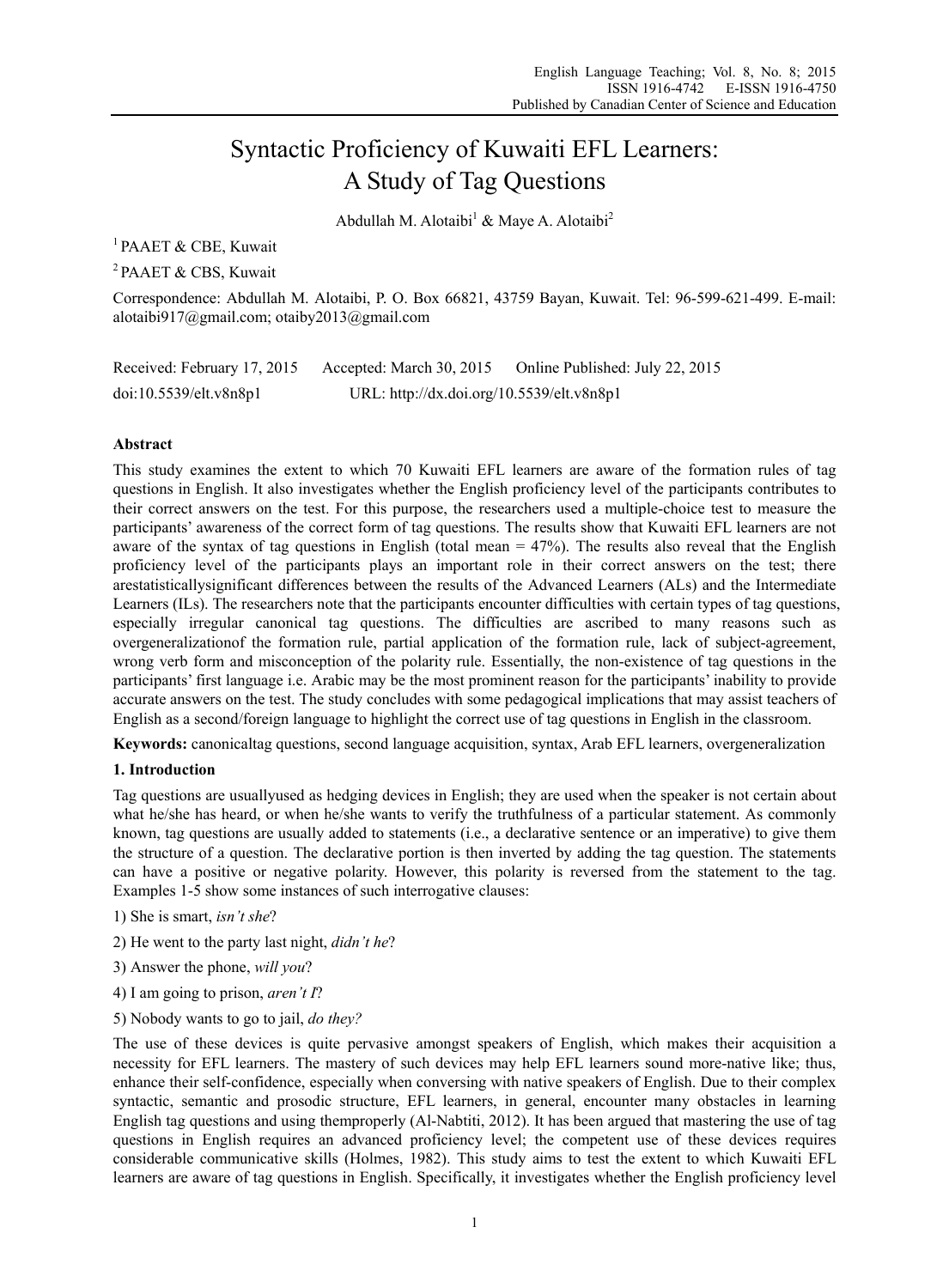# Syntactic Proficiency of Kuwaiti EFL Learners: A Study of Tag Questions

Abdullah M. Alotaibi[1] & Maye A. Alotaibi[2]

[1] PAAET & CBE, Kuwait

[2] PAAET & CBS, Kuwait

Correspondence: Abdullah M. Alotaibi, P. O. Box 66821, 43759 Bayan, Kuwait. Tel: 96-599-621-499. E-mail: alotaibi917@gmail.com; otaiby2013@gmail.com

Received: February 17, 2015  Accepted: March 30, 2015  Online Published: July 22, 2015

doi:10.5539/elt.v8n8p1  URL: http://dx.doi.org/10.5539/elt.v8n8p1

## Abstract

This study examines the extent to which 70 Kuwaiti EFL learners are aware of the formation rules of tag questions in English. It also investigates whether the English proficiency level of the participants contributes to their correct answers on the test. For this purpose, the researchers used a multiple-choice test to measure the participants' awareness of the correct form of tag questions. The results show that Kuwaiti EFL learners are not aware of the syntax of tag questions in English (total mean = 47%). The results also reveal that the English proficiency level of the participants plays an important role in their correct answers on the test; there arestatisticallysignificant differences between the results of the Advanced Learners (ALs) and the Intermediate Learners (ILs). The researchers note that the participants encounter difficulties with certain types of tag questions, especially irregular canonical tag questions. The difficulties are ascribed to many reasons such as overgeneralizationof the formation rule, partial application of the formation rule, lack of subject-agreement, wrong verb form and misconception of the polarity rule. Essentially, the non-existence of tag questions in the participants' first language i.e. Arabic may be the most prominent reason for the participants' inability to provide accurate answers on the test. The study concludes with some pedagogical implications that may assist teachers of English as a second/foreign language to highlight the correct use of tag questions in English in the classroom.

**Keywords:** canonicaltag questions, second language acquisition, syntax, Arab EFL learners, overgeneralization

## 1. Introduction

Tag questions are usuallyused as hedging devices in English; they are used when the speaker is not certain about what he/she has heard, or when he/she wants to verify the truthfulness of a particular statement. As commonly known, tag questions are usually added to statements (i.e., a declarative sentence or an imperative) to give them the structure of a question. The declarative portion is then inverted by adding the tag question. The statements can have a positive or negative polarity. However, this polarity is reversed from the statement to the tag. Examples 1-5 show some instances of such interrogative clauses:

1) She is smart, *isn't she*?

2) He went to the party last night, *didn't he*?

3) Answer the phone, *will you*?

4) I am going to prison, *aren't I*?

5) Nobody wants to go to jail, *do they?*

The use of these devices is quite pervasive amongst speakers of English, which makes their acquisition a necessity for EFL learners. The mastery of such devices may help EFL learners sound more-native like; thus, enhance their self-confidence, especially when conversing with native speakers of English. Due to their complex syntactic, semantic and prosodic structure, EFL learners, in general, encounter many obstacles in learning English tag questions and using themproperly (Al-Nabtiti, 2012). It has been argued that mastering the use of tag questions in English requires an advanced proficiency level; the competent use of these devices requires considerable communicative skills (Holmes, 1982). This study aims to test the extent to which Kuwaiti EFL learners are aware of tag questions in English. Specifically, it investigates whether the English proficiency level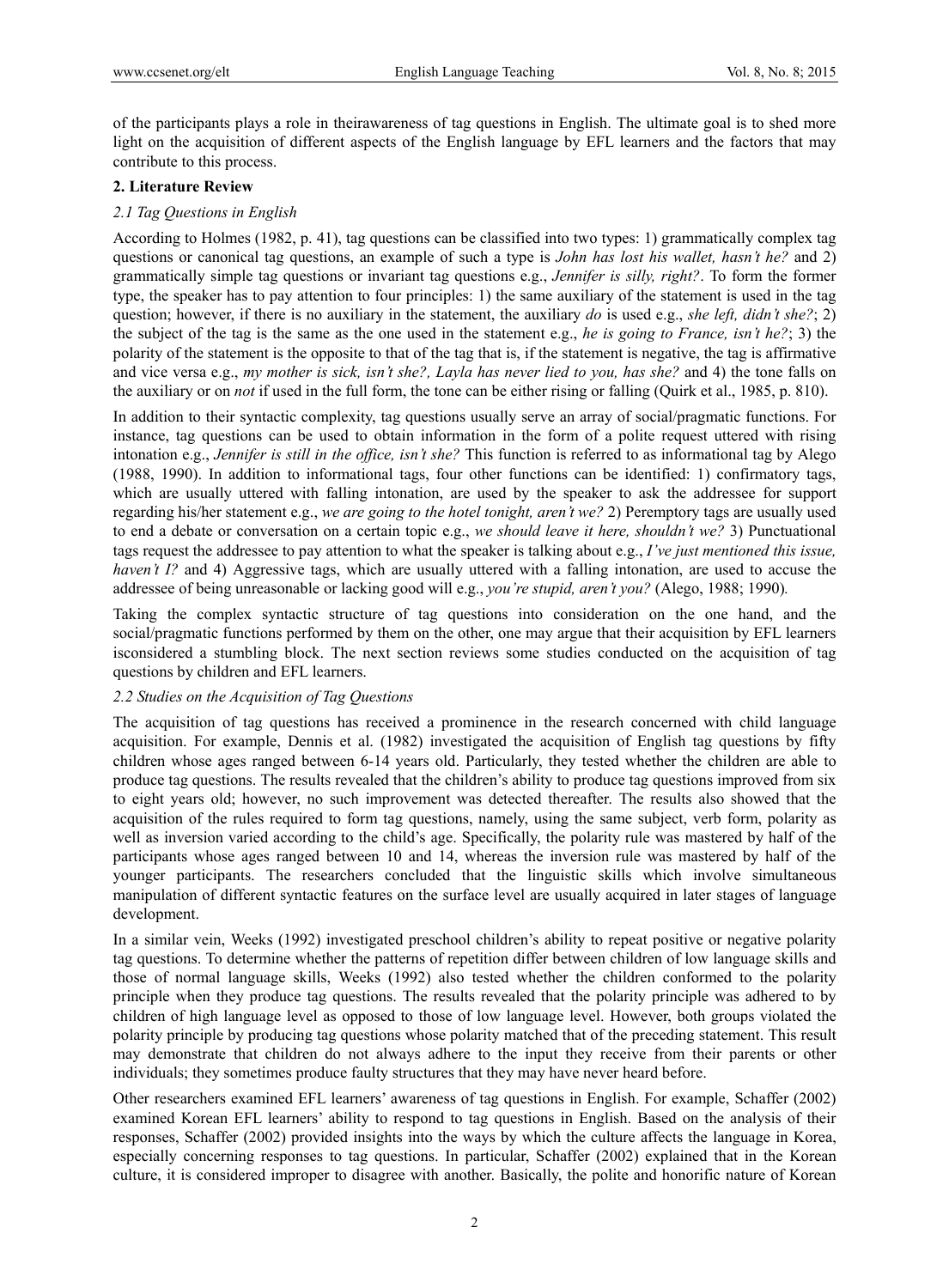of the participants plays a role in theirawareness of tag questions in English. The ultimate goal is to shed more light on the acquisition of different aspects of the English language by EFL learners and the factors that may contribute to this process.

## 2. Literature Review

### 2.1 Tag Questions in English

According to Holmes (1982, p. 41), tag questions can be classified into two types: 1) grammatically complex tag questions or canonical tag questions, an example of such a type is *John has lost his wallet, hasn't he?* and 2) grammatically simple tag questions or invariant tag questions e.g., *Jennifer is silly, right?*. To form the former type, the speaker has to pay attention to four principles: 1) the same auxiliary of the statement is used in the tag question; however, if there is no auxiliary in the statement, the auxiliary *do* is used e.g., *she left, didn't she?*; 2) the subject of the tag is the same as the one used in the statement e.g., *he is going to France, isn't he?*; 3) the polarity of the statement is the opposite to that of the tag that is, if the statement is negative, the tag is affirmative and vice versa e.g., *my mother is sick, isn't she?, Layla has never lied to you, has she?* and 4) the tone falls on the auxiliary or on *not* if used in the full form, the tone can be either rising or falling (Quirk et al., 1985, p. 810).

In addition to their syntactic complexity, tag questions usually serve an array of social/pragmatic functions. For instance, tag questions can be used to obtain information in the form of a polite request uttered with rising intonation e.g., *Jennifer is still in the office, isn't she?* This function is referred to as informational tag by Alego (1988, 1990). In addition to informational tags, four other functions can be identified: 1) confirmatory tags, which are usually uttered with falling intonation, are used by the speaker to ask the addressee for support regarding his/her statement e.g., *we are going to the hotel tonight, aren't we?* 2) Peremptory tags are usually used to end a debate or conversation on a certain topic e.g., *we should leave it here, shouldn't we?* 3) Punctuational tags request the addressee to pay attention to what the speaker is talking about e.g., *I've just mentioned this issue, haven't I?* and 4) Aggressive tags, which are usually uttered with a falling intonation, are used to accuse the addressee of being unreasonable or lacking good will e.g., *you're stupid, aren't you?* (Alego, 1988; 1990).

Taking the complex syntactic structure of tag questions into consideration on the one hand, and the social/pragmatic functions performed by them on the other, one may argue that their acquisition by EFL learners isconsidered a stumbling block. The next section reviews some studies conducted on the acquisition of tag questions by children and EFL learners.

### 2.2 Studies on the Acquisition of Tag Questions

The acquisition of tag questions has received a prominence in the research concerned with child language acquisition. For example, Dennis et al. (1982) investigated the acquisition of English tag questions by fifty children whose ages ranged between 6-14 years old. Particularly, they tested whether the children are able to produce tag questions. The results revealed that the children's ability to produce tag questions improved from six to eight years old; however, no such improvement was detected thereafter. The results also showed that the acquisition of the rules required to form tag questions, namely, using the same subject, verb form, polarity as well as inversion varied according to the child's age. Specifically, the polarity rule was mastered by half of the participants whose ages ranged between 10 and 14, whereas the inversion rule was mastered by half of the younger participants. The researchers concluded that the linguistic skills which involve simultaneous manipulation of different syntactic features on the surface level are usually acquired in later stages of language development.

In a similar vein, Weeks (1992) investigated preschool children's ability to repeat positive or negative polarity tag questions. To determine whether the patterns of repetition differ between children of low language skills and those of normal language skills, Weeks (1992) also tested whether the children conformed to the polarity principle when they produce tag questions. The results revealed that the polarity principle was adhered to by children of high language level as opposed to those of low language level. However, both groups violated the polarity principle by producing tag questions whose polarity matched that of the preceding statement. This result may demonstrate that children do not always adhere to the input they receive from their parents or other individuals; they sometimes produce faulty structures that they may have never heard before.

Other researchers examined EFL learners' awareness of tag questions in English. For example, Schaffer (2002) examined Korean EFL learners' ability to respond to tag questions in English. Based on the analysis of their responses, Schaffer (2002) provided insights into the ways by which the culture affects the language in Korea, especially concerning responses to tag questions. In particular, Schaffer (2002) explained that in the Korean culture, it is considered improper to disagree with another. Basically, the polite and honorific nature of Korean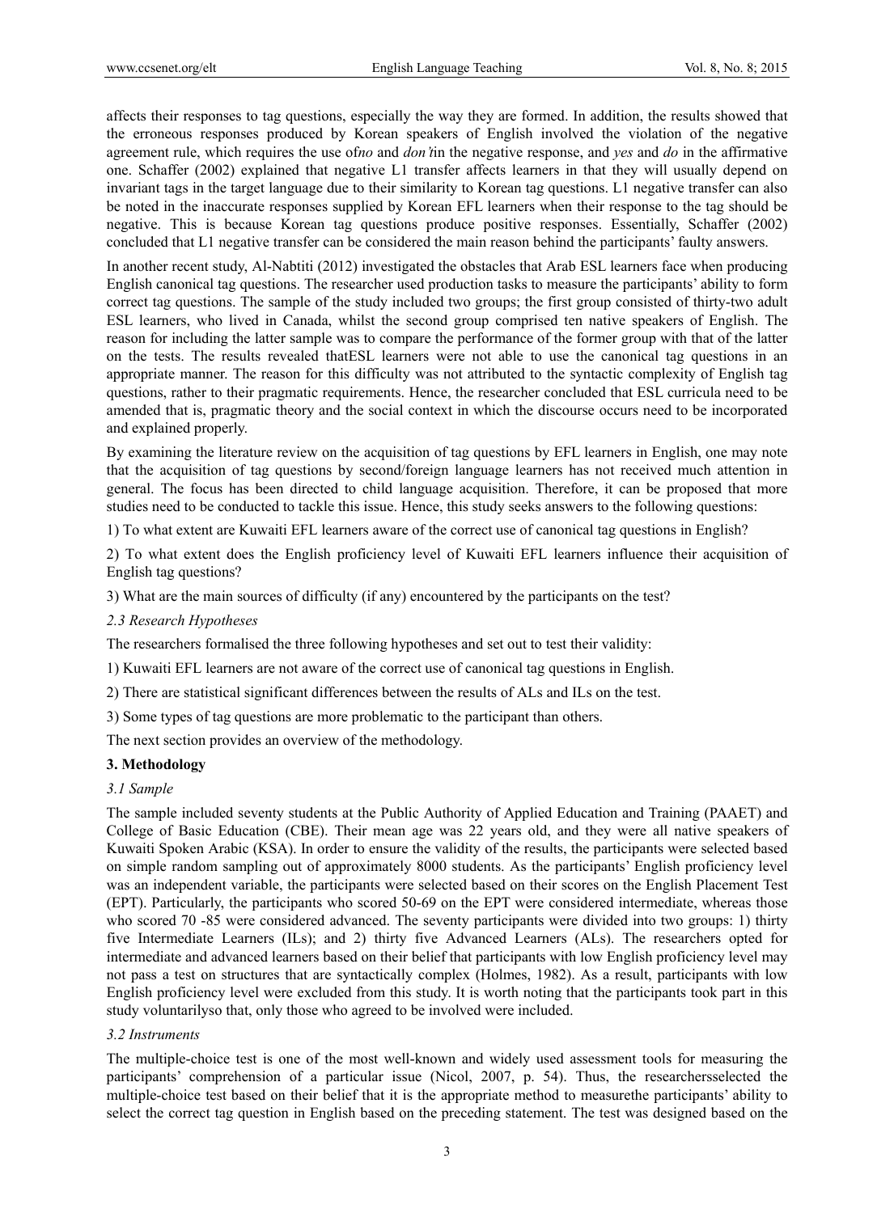affects their responses to tag questions, especially the way they are formed. In addition, the results showed that the erroneous responses produced by Korean speakers of English involved the violation of the negative agreement rule, which requires the use of*no* and *don't*in the negative response, and *yes* and *do* in the affirmative one. Schaffer (2002) explained that negative L1 transfer affects learners in that they will usually depend on invariant tags in the target language due to their similarity to Korean tag questions. L1 negative transfer can also be noted in the inaccurate responses supplied by Korean EFL learners when their response to the tag should be negative. This is because Korean tag questions produce positive responses. Essentially, Schaffer (2002) concluded that L1 negative transfer can be considered the main reason behind the participants' faulty answers.

In another recent study, Al-Nabtiti (2012) investigated the obstacles that Arab ESL learners face when producing English canonical tag questions. The researcher used production tasks to measure the participants' ability to form correct tag questions. The sample of the study included two groups; the first group consisted of thirty-two adult ESL learners, who lived in Canada, whilst the second group comprised ten native speakers of English. The reason for including the latter sample was to compare the performance of the former group with that of the latter on the tests. The results revealed thatESL learners were not able to use the canonical tag questions in an appropriate manner. The reason for this difficulty was not attributed to the syntactic complexity of English tag questions, rather to their pragmatic requirements. Hence, the researcher concluded that ESL curricula need to be amended that is, pragmatic theory and the social context in which the discourse occurs need to be incorporated and explained properly.

By examining the literature review on the acquisition of tag questions by EFL learners in English, one may note that the acquisition of tag questions by second/foreign language learners has not received much attention in general. The focus has been directed to child language acquisition. Therefore, it can be proposed that more studies need to be conducted to tackle this issue. Hence, this study seeks answers to the following questions:

1) To what extent are Kuwaiti EFL learners aware of the correct use of canonical tag questions in English?

2) To what extent does the English proficiency level of Kuwaiti EFL learners influence their acquisition of English tag questions?

3) What are the main sources of difficulty (if any) encountered by the participants on the test?

### *2.3 Research Hypotheses*

The researchers formalised the three following hypotheses and set out to test their validity:

1) Kuwaiti EFL learners are not aware of the correct use of canonical tag questions in English.

2) There are statistical significant differences between the results of ALs and ILs on the test.

3) Some types of tag questions are more problematic to the participant than others.

The next section provides an overview of the methodology.

## **3. Methodology**

### *3.1 Sample*

The sample included seventy students at the Public Authority of Applied Education and Training (PAAET) and College of Basic Education (CBE). Their mean age was 22 years old, and they were all native speakers of Kuwaiti Spoken Arabic (KSA). In order to ensure the validity of the results, the participants were selected based on simple random sampling out of approximately 8000 students. As the participants' English proficiency level was an independent variable, the participants were selected based on their scores on the English Placement Test (EPT). Particularly, the participants who scored 50-69 on the EPT were considered intermediate, whereas those who scored 70 -85 were considered advanced. The seventy participants were divided into two groups: 1) thirty five Intermediate Learners (ILs); and 2) thirty five Advanced Learners (ALs). The researchers opted for intermediate and advanced learners based on their belief that participants with low English proficiency level may not pass a test on structures that are syntactically complex (Holmes, 1982). As a result, participants with low English proficiency level were excluded from this study. It is worth noting that the participants took part in this study voluntarilyso that, only those who agreed to be involved were included.

### *3.2 Instruments*

The multiple-choice test is one of the most well-known and widely used assessment tools for measuring the participants' comprehension of a particular issue (Nicol, 2007, p. 54). Thus, the researchersselected the multiple-choice test based on their belief that it is the appropriate method to measurethe participants' ability to select the correct tag question in English based on the preceding statement. The test was designed based on the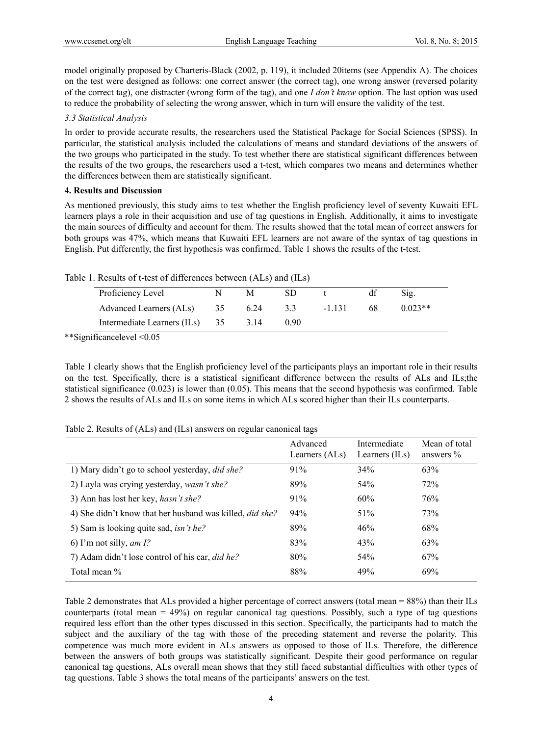model originally proposed by Charteris-Black (2002, p. 119), it included 20items (see Appendix A). The choices on the test were designed as follows: one correct answer (the correct tag), one wrong answer (reversed polarity of the correct tag), one distracter (wrong form of the tag), and one *I don't know* option. The last option was used to reduce the probability of selecting the wrong answer, which in turn will ensure the validity of the test.

### *3.3 Statistical Analysis*

In order to provide accurate results, the researchers used the Statistical Package for Social Sciences (SPSS). In particular, the statistical analysis included the calculations of means and standard deviations of the answers of the two groups who participated in the study. To test whether there are statistical significant differences between the results of the two groups, the researchers used a t-test, which compares two means and determines whether the differences between them are statistically significant.

## **4. Results and Discussion**

As mentioned previously, this study aims to test whether the English proficiency level of seventy Kuwaiti EFL learners plays a role in their acquisition and use of tag questions in English. Additionally, it aims to investigate the main sources of difficulty and account for them. The results showed that the total mean of correct answers for both groups was 47%, which means that Kuwaiti EFL learners are not aware of the syntax of tag questions in English. Put differently, the first hypothesis was confirmed. Table 1 shows the results of the t-test.

Table 1. Results of t-test of differences between (ALs) and (ILs)

| Proficiency Level | N | M | SD | t | df | Sig. |
|---|---|---|---|---|---|---|
| Advanced Learners (ALs) | 35 | 6.24 | 3.3 | -1.131 | 68 | 0.023** |
| Intermediate Learners (ILs) | 35 | 3.14 | 0.90 | | | |

**Significancelevel <0.05

Table 1 clearly shows that the English proficiency level of the participants plays an important role in their results on the test. Specifically, there is a statistical significant difference between the results of ALs and ILs;the statistical significance (0.023) is lower than (0.05). This means that the second hypothesis was confirmed. Table 2 shows the results of ALs and ILs on some items in which ALs scored higher than their ILs counterparts.

Table 2. Results of (ALs) and (ILs) answers on regular canonical tags

| | Advanced Learners (ALs) | Intermediate Learners (ILs) | Mean of total answers % |
|---|---|---|---|
| 1) Mary didn't go to school yesterday, *did she?* | 91% | 34% | 63% |
| 2) Layla was crying yesterday, *wasn't she?* | 89% | 54% | 72% |
| 3) Ann has lost her key, *hasn't she?* | 91% | 60% | 76% |
| 4) She didn't know that her husband was killed, *did she?* | 94% | 51% | 73% |
| 5) Sam is looking quite sad, *isn't he?* | 89% | 46% | 68% |
| 6) I'm not silly, *am I?* | 83% | 43% | 63% |
| 7) Adam didn't lose control of his car, *did he?* | 80% | 54% | 67% |
| Total mean % | 88% | 49% | 69% |

Table 2 demonstrates that ALs provided a higher percentage of correct answers (total mean = 88%) than their ILs counterparts (total mean = 49%) on regular canonical tag questions. Possibly, such a type of tag questions required less effort than the other types discussed in this section. Specifically, the participants had to match the subject and the auxiliary of the tag with those of the preceding statement and reverse the polarity. This competence was much more evident in ALs answers as opposed to those of ILs. Therefore, the difference between the answers of both groups was statistically significant. Despite their good performance on regular canonical tag questions, ALs overall mean shows that they still faced substantial difficulties with other types of tag questions. Table 3 shows the total means of the participants' answers on the test.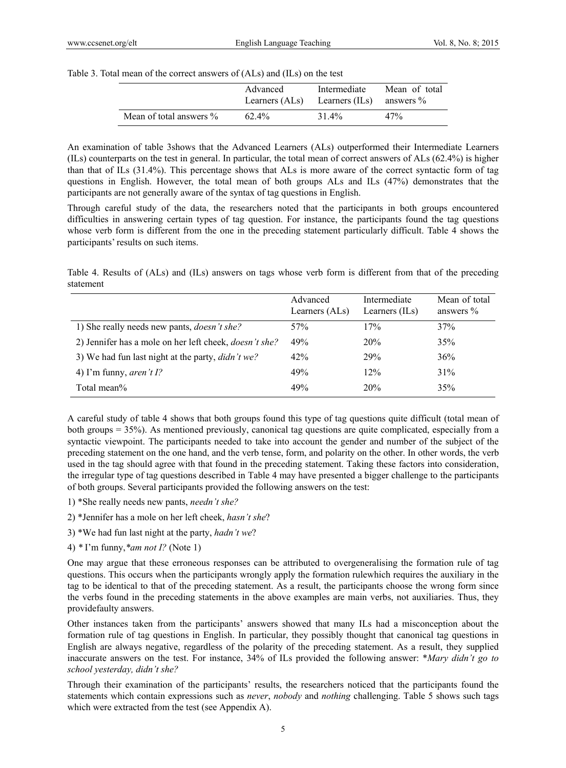Table 3. Total mean of the correct answers of (ALs) and (ILs) on the test

| | Advanced Learners (ALs) | Intermediate Learners (ILs) | Mean of total answers % |
|---|---|---|---|
| Mean of total answers % | 62.4% | 31.4% | 47% |

An examination of table 3shows that the Advanced Learners (ALs) outperformed their Intermediate Learners (ILs) counterparts on the test in general. In particular, the total mean of correct answers of ALs (62.4%) is higher than that of ILs (31.4%). This percentage shows that ALs is more aware of the correct syntactic form of tag questions in English. However, the total mean of both groups ALs and ILs (47%) demonstrates that the participants are not generally aware of the syntax of tag questions in English.

Through careful study of the data, the researchers noted that the participants in both groups encountered difficulties in answering certain types of tag question. For instance, the participants found the tag questions whose verb form is different from the one in the preceding statement particularly difficult. Table 4 shows the participants' results on such items.

Table 4. Results of (ALs) and (ILs) answers on tags whose verb form is different from that of the preceding statement

| | Advanced Learners (ALs) | Intermediate Learners (ILs) | Mean of total answers % |
|---|---|---|---|
| 1) She really needs new pants, *doesn't she?* | 57% | 17% | 37% |
| 2) Jennifer has a mole on her left cheek, *doesn't she?* | 49% | 20% | 35% |
| 3) We had fun last night at the party, *didn't we?* | 42% | 29% | 36% |
| 4) I'm funny, *aren't I?* | 49% | 12% | 31% |
| Total mean% | 49% | 20% | 35% |

A careful study of table 4 shows that both groups found this type of tag questions quite difficult (total mean of both groups = 35%). As mentioned previously, canonical tag questions are quite complicated, especially from a syntactic viewpoint. The participants needed to take into account the gender and number of the subject of the preceding statement on the one hand, and the verb tense, form, and polarity on the other. In other words, the verb used in the tag should agree with that found in the preceding statement. Taking these factors into consideration, the irregular type of tag questions described in Table 4 may have presented a bigger challenge to the participants of both groups. Several participants provided the following answers on the test:

1) *She really needs new pants, *needn't she?*

2) *Jennifer has a mole on her left cheek, *hasn't she*?

3) *We had fun last night at the party, *hadn't we*?

4) * I'm funny,**am not I?* (Note 1)

One may argue that these erroneous responses can be attributed to overgeneralising the formation rule of tag questions. This occurs when the participants wrongly apply the formation rulewhich requires the auxiliary in the tag to be identical to that of the preceding statement. As a result, the participants choose the wrong form since the verbs found in the preceding statements in the above examples are main verbs, not auxiliaries. Thus, they providefaulty answers.

Other instances taken from the participants' answers showed that many ILs had a misconception about the formation rule of tag questions in English. In particular, they possibly thought that canonical tag questions in English are always negative, regardless of the polarity of the preceding statement. As a result, they supplied inaccurate answers on the test. For instance, 34% of ILs provided the following answer: **Mary didn't go to school yesterday, didn't she?*

Through their examination of the participants' results, the researchers noticed that the participants found the statements which contain expressions such as *never*, *nobody* and *nothing* challenging. Table 5 shows such tags which were extracted from the test (see Appendix A).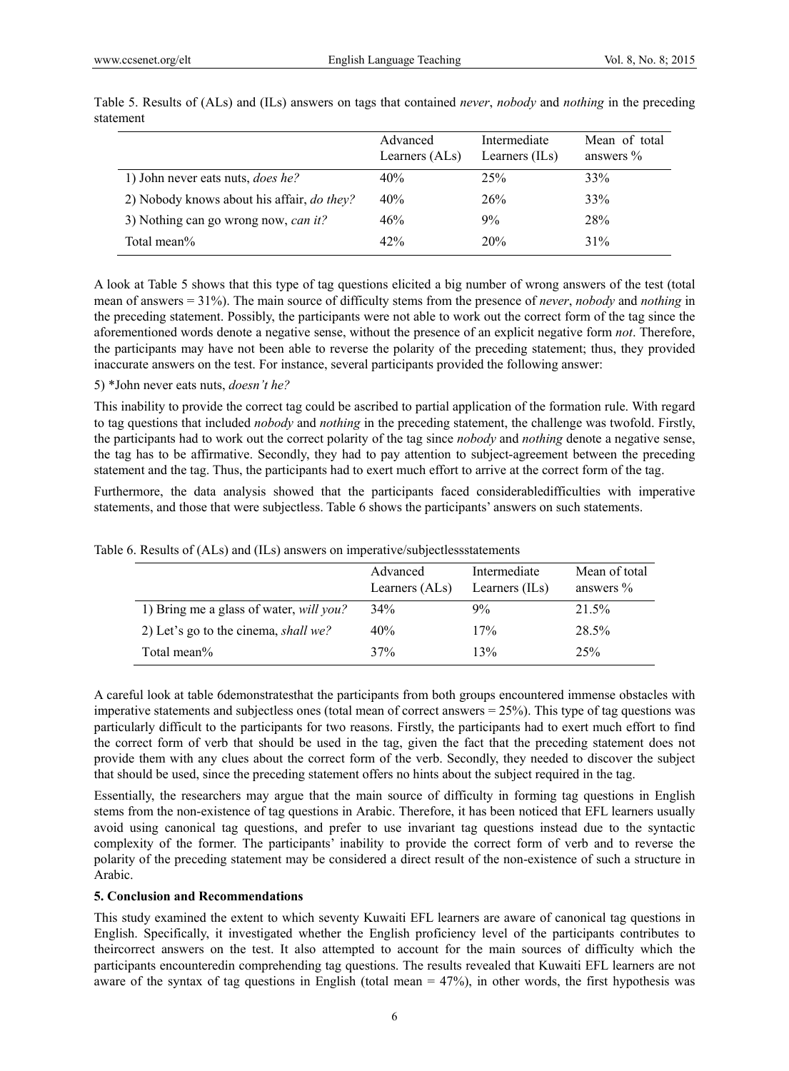Table 5. Results of (ALs) and (ILs) answers on tags that contained *never*, *nobody* and *nothing* in the preceding statement

| | Advanced Learners (ALs) | Intermediate Learners (ILs) | Mean of total answers % |
|---|---|---|---|
| 1) John never eats nuts, *does he?* | 40% | 25% | 33% |
| 2) Nobody knows about his affair, *do they?* | 40% | 26% | 33% |
| 3) Nothing can go wrong now, *can it?* | 46% | 9% | 28% |
| Total mean% | 42% | 20% | 31% |

A look at Table 5 shows that this type of tag questions elicited a big number of wrong answers of the test (total mean of answers = 31%). The main source of difficulty stems from the presence of *never*, *nobody* and *nothing* in the preceding statement. Possibly, the participants were not able to work out the correct form of the tag since the aforementioned words denote a negative sense, without the presence of an explicit negative form *not*. Therefore, the participants may have not been able to reverse the polarity of the preceding statement; thus, they provided inaccurate answers on the test. For instance, several participants provided the following answer:

5) *John never eats nuts, *doesn't he?*

This inability to provide the correct tag could be ascribed to partial application of the formation rule. With regard to tag questions that included *nobody* and *nothing* in the preceding statement, the challenge was twofold. Firstly, the participants had to work out the correct polarity of the tag since *nobody* and *nothing* denote a negative sense, the tag has to be affirmative. Secondly, they had to pay attention to subject-agreement between the preceding statement and the tag. Thus, the participants had to exert much effort to arrive at the correct form of the tag.

Furthermore, the data analysis showed that the participants faced considerabledifficulties with imperative statements, and those that were subjectless. Table 6 shows the participants' answers on such statements.

Table 6. Results of (ALs) and (ILs) answers on imperative/subjectlessstatements

| | Advanced Learners (ALs) | Intermediate Learners (ILs) | Mean of total answers % |
|---|---|---|---|
| 1) Bring me a glass of water, *will you?* | 34% | 9% | 21.5% |
| 2) Let's go to the cinema, *shall we?* | 40% | 17% | 28.5% |
| Total mean% | 37% | 13% | 25% |

A careful look at table 6demonstratesthat the participants from both groups encountered immense obstacles with imperative statements and subjectless ones (total mean of correct answers = 25%). This type of tag questions was particularly difficult to the participants for two reasons. Firstly, the participants had to exert much effort to find the correct form of verb that should be used in the tag, given the fact that the preceding statement does not provide them with any clues about the correct form of the verb. Secondly, they needed to discover the subject that should be used, since the preceding statement offers no hints about the subject required in the tag.

Essentially, the researchers may argue that the main source of difficulty in forming tag questions in English stems from the non-existence of tag questions in Arabic. Therefore, it has been noticed that EFL learners usually avoid using canonical tag questions, and prefer to use invariant tag questions instead due to the syntactic complexity of the former. The participants' inability to provide the correct form of verb and to reverse the polarity of the preceding statement may be considered a direct result of the non-existence of such a structure in Arabic.

## 5. Conclusion and Recommendations

This study examined the extent to which seventy Kuwaiti EFL learners are aware of canonical tag questions in English. Specifically, it investigated whether the English proficiency level of the participants contributes to theircorrect answers on the test. It also attempted to account for the main sources of difficulty which the participants encounteredin comprehending tag questions. The results revealed that Kuwaiti EFL learners are not aware of the syntax of tag questions in English (total mean = 47%), in other words, the first hypothesis was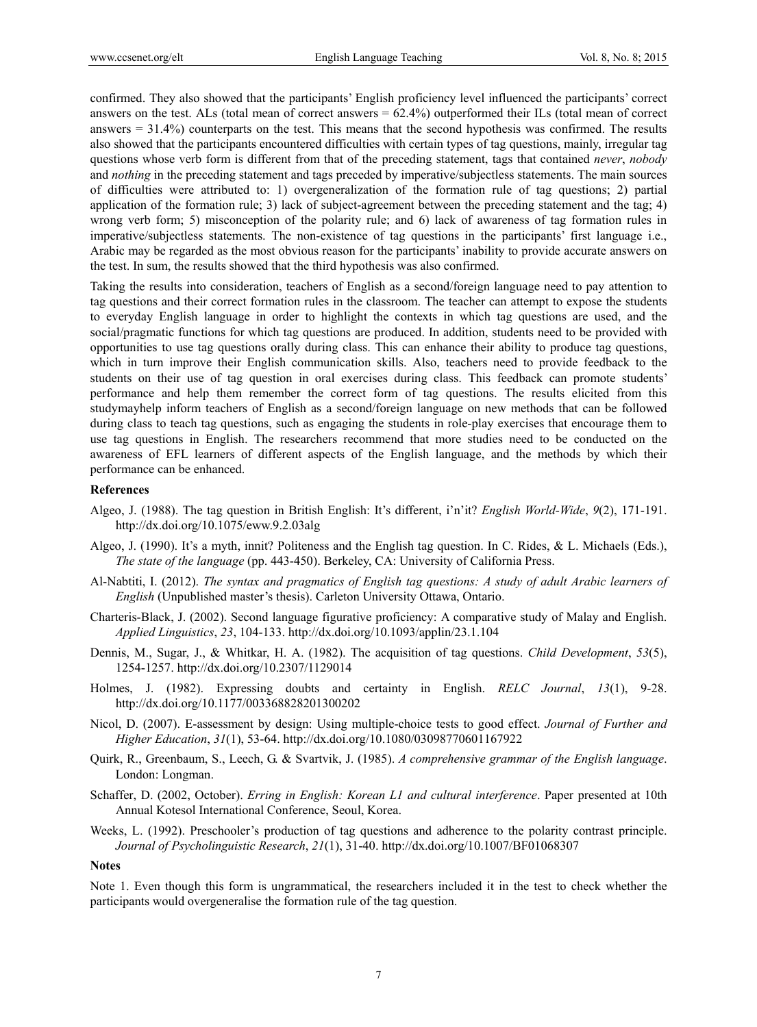confirmed. They also showed that the participants' English proficiency level influenced the participants' correct answers on the test. ALs (total mean of correct answers = 62.4%) outperformed their ILs (total mean of correct answers = 31.4%) counterparts on the test. This means that the second hypothesis was confirmed. The results also showed that the participants encountered difficulties with certain types of tag questions, mainly, irregular tag questions whose verb form is different from that of the preceding statement, tags that contained *never*, *nobody* and *nothing* in the preceding statement and tags preceded by imperative/subjectless statements. The main sources of difficulties were attributed to: 1) overgeneralization of the formation rule of tag questions; 2) partial application of the formation rule; 3) lack of subject-agreement between the preceding statement and the tag; 4) wrong verb form; 5) misconception of the polarity rule; and 6) lack of awareness of tag formation rules in imperative/subjectless statements. The non-existence of tag questions in the participants' first language i.e., Arabic may be regarded as the most obvious reason for the participants' inability to provide accurate answers on the test. In sum, the results showed that the third hypothesis was also confirmed.

Taking the results into consideration, teachers of English as a second/foreign language need to pay attention to tag questions and their correct formation rules in the classroom. The teacher can attempt to expose the students to everyday English language in order to highlight the contexts in which tag questions are used, and the social/pragmatic functions for which tag questions are produced. In addition, students need to be provided with opportunities to use tag questions orally during class. This can enhance their ability to produce tag questions, which in turn improve their English communication skills. Also, teachers need to provide feedback to the students on their use of tag question in oral exercises during class. This feedback can promote students' performance and help them remember the correct form of tag questions. The results elicited from this studymayhelp inform teachers of English as a second/foreign language on new methods that can be followed during class to teach tag questions, such as engaging the students in role-play exercises that encourage them to use tag questions in English. The researchers recommend that more studies need to be conducted on the awareness of EFL learners of different aspects of the English language, and the methods by which their performance can be enhanced.

**References**

Algeo, J. (1988). The tag question in British English: It's different, i'n'it? *English World-Wide*, *9*(2), 171-191. http://dx.doi.org/10.1075/eww.9.2.03alg

Algeo, J. (1990). It's a myth, innit? Politeness and the English tag question. In C. Rides, & L. Michaels (Eds.), *The state of the language* (pp. 443-450). Berkeley, CA: University of California Press.

Al-Nabtiti, I. (2012). *The syntax and pragmatics of English tag questions: A study of adult Arabic learners of English* (Unpublished master's thesis). Carleton University Ottawa, Ontario.

Charteris-Black, J. (2002). Second language figurative proficiency: A comparative study of Malay and English. *Applied Linguistics*, *23*, 104-133. http://dx.doi.org/10.1093/applin/23.1.104

Dennis, M., Sugar, J., & Whitkar, H. A. (1982). The acquisition of tag questions. *Child Development*, *53*(5), 1254-1257. http://dx.doi.org/10.2307/1129014

Holmes, J. (1982). Expressing doubts and certainty in English. *RELC Journal*, *13*(1), 9-28. http://dx.doi.org/10.1177/003368828201300202

Nicol, D. (2007). E-assessment by design: Using multiple-choice tests to good effect. *Journal of Further and Higher Education*, *31*(1), 53-64. http://dx.doi.org/10.1080/03098770601167922

Quirk, R., Greenbaum, S., Leech, G. & Svartvik, J. (1985). *A comprehensive grammar of the English language*. London: Longman.

Schaffer, D. (2002, October). *Erring in English: Korean L1 and cultural interference*. Paper presented at 10th Annual Kotesol International Conference, Seoul, Korea.

Weeks, L. (1992). Preschooler's production of tag questions and adherence to the polarity contrast principle. *Journal of Psycholinguistic Research*, *21*(1), 31-40. http://dx.doi.org/10.1007/BF01068307

**Notes**

Note 1. Even though this form is ungrammatical, the researchers included it in the test to check whether the participants would overgeneralise the formation rule of the tag question.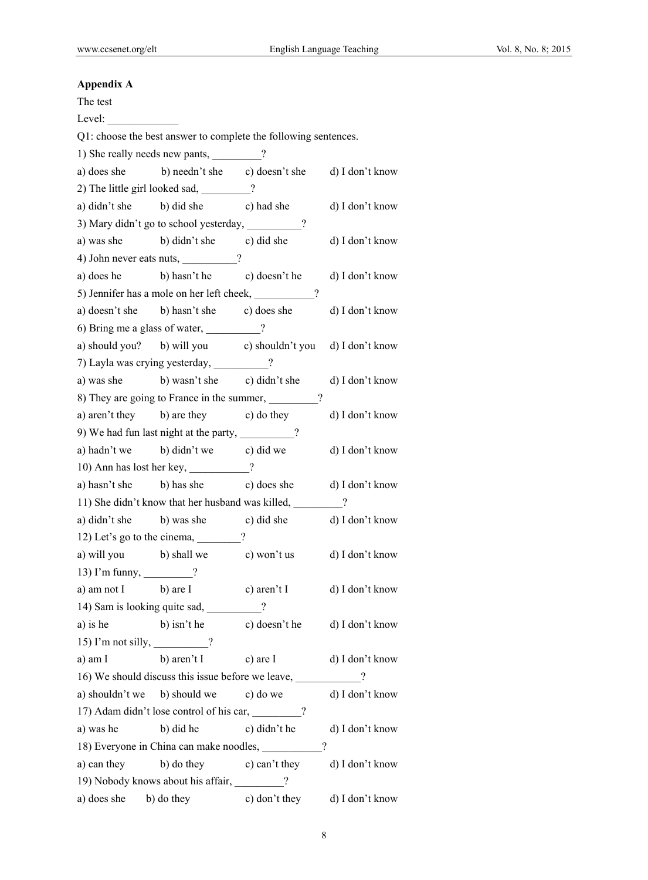**Appendix A**

The test

Level: _____________

Q1: choose the best answer to complete the following sentences.

1) She really needs new pants, _________?

a) does she b) needn't she c) doesn't she d) I don't know

2) The little girl looked sad, _________?

a) didn't she b) did she c) had she d) I don't know

3) Mary didn't go to school yesterday, __________?

a) was she b) didn't she c) did she d) I don't know

4) John never eats nuts, __________?

a) does he b) hasn't he c) doesn't he d) I don't know

5) Jennifer has a mole on her left cheek, ___________?

a) doesn't she b) hasn't she c) does she d) I don't know

6) Bring me a glass of water, __________?

a) should you? b) will you c) shouldn't you d) I don't know

7) Layla was crying yesterday, __________?

a) was she b) wasn't she c) didn't she d) I don't know

8) They are going to France in the summer, _________?

a) aren't they b) are they c) do they d) I don't know

9) We had fun last night at the party, __________?

a) hadn't we b) didn't we c) did we d) I don't know

10) Ann has lost her key, ___________?

a) hasn't she b) has she c) does she d) I don't know

11) She didn't know that her husband was killed, _________?

a) didn't she b) was she c) did she d) I don't know

12) Let's go to the cinema, ________?

a) will you b) shall we c) won't us d) I don't know

13) I'm funny, _________?

a) am not I b) are I c) aren't I d) I don't know

14) Sam is looking quite sad, __________?

a) is he b) isn't he c) doesn't he d) I don't know

15) I'm not silly, __________?

a) am I b) aren't I c) are I d) I don't know

16) We should discuss this issue before we leave, ____________?

a) shouldn't we b) should we c) do we d) I don't know

17) Adam didn't lose control of his car, _________?

a) was he b) did he c) didn't he d) I don't know

18) Everyone in China can make noodles, ___________?

a) can they b) do they c) can't they d) I don't know

19) Nobody knows about his affair, _________?

a) does she b) do they c) don't they d) I don't know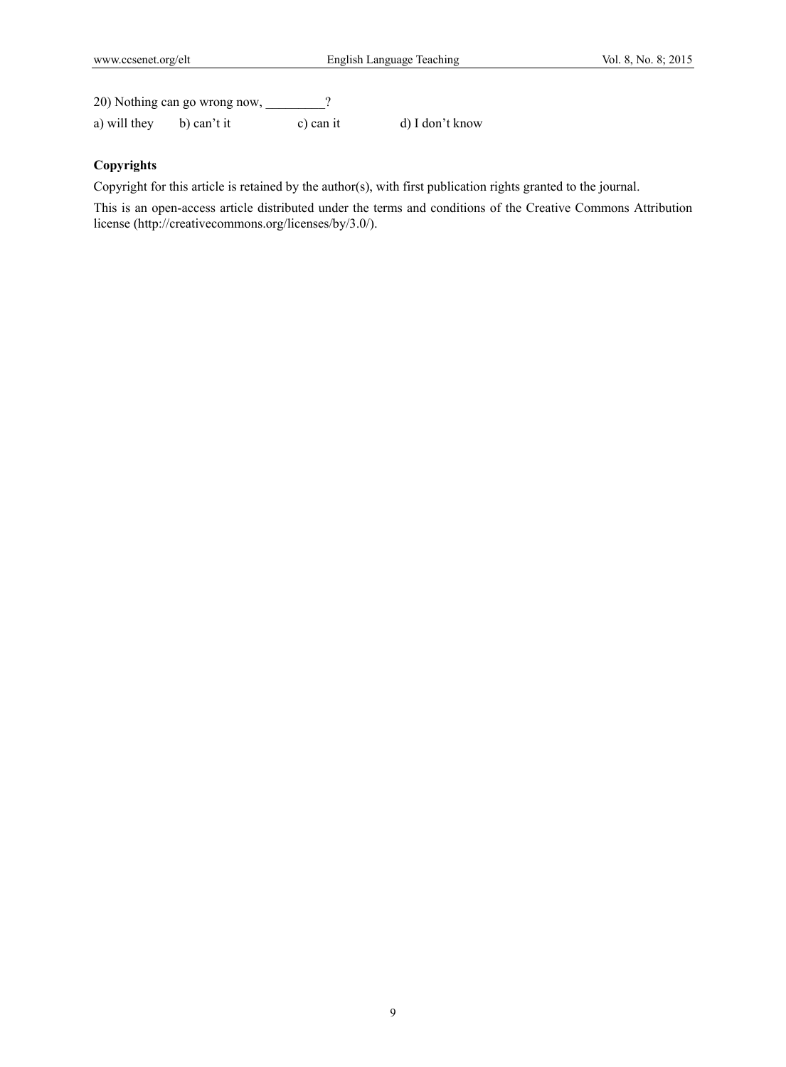20) Nothing can go wrong now, _________?

a) will they b) can't it c) can it d) I don't know

**Copyrights**

Copyright for this article is retained by the author(s), with first publication rights granted to the journal.

This is an open-access article distributed under the terms and conditions of the Creative Commons Attribution license (http://creativecommons.org/licenses/by/3.0/).